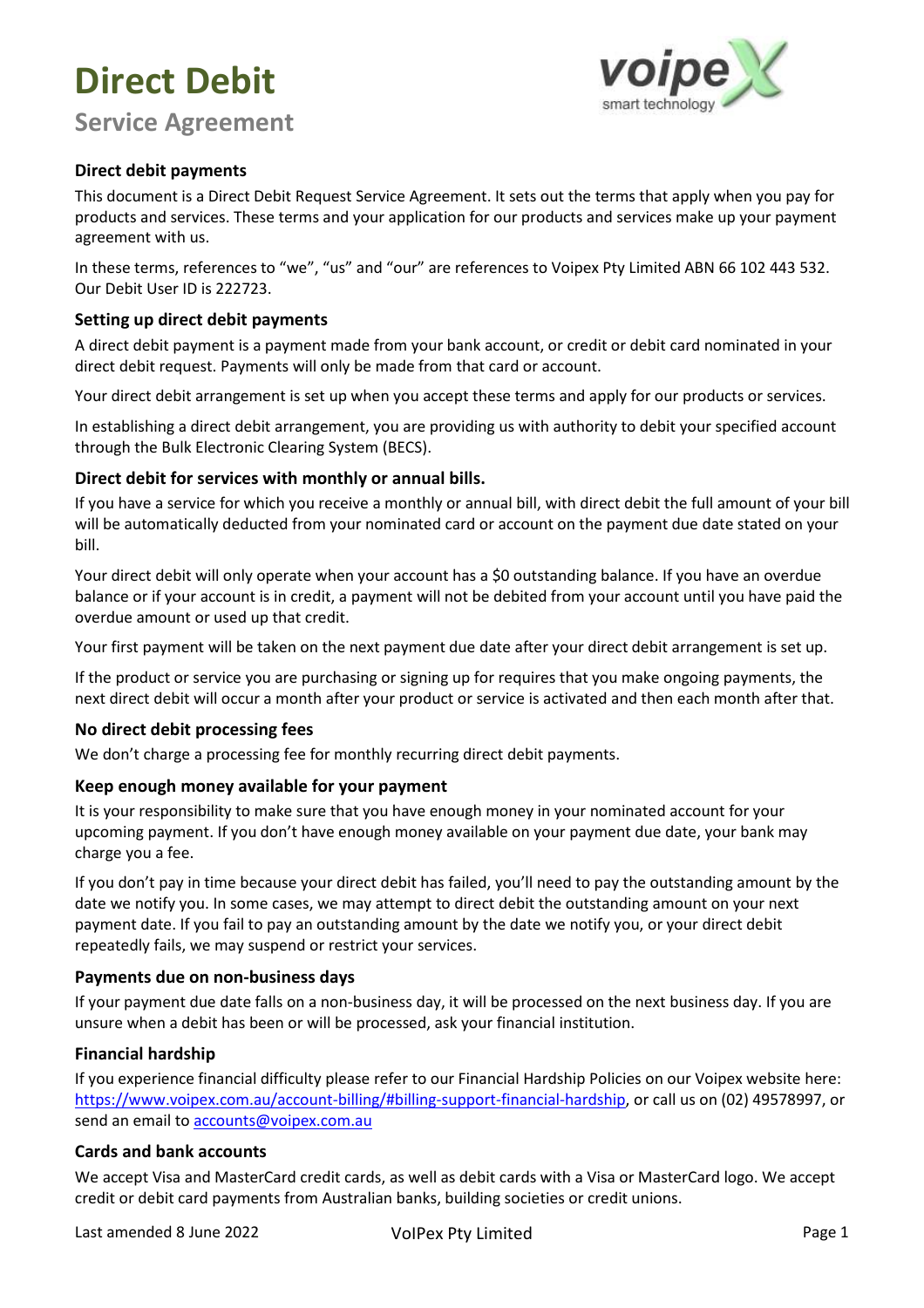# Direct Debit

## Service Agreement

### Direct debit payments

This document is a Direct Debit Request Service Agreement. It sets out the terms that apply when you pay for products and services. These terms and your application for our products and services make up your payment agreement with us.

In these terms, references to "we", "us" and "our" are references to Voipex Pty Limited ABN 66 102 443 532. Our Debit User ID is 222723.

### Setting up direct debit payments

A direct debit payment is a payment made from your bank account, or credit or debit card nominated in your direct debit request. Payments will only be made from that card or account.

Your direct debit arrangement is set up when you accept these terms and apply for our products or services.

In establishing a direct debit arrangement, you are providing us with authority to debit your specified account through the Bulk Electronic Clearing System (BECS).

### Direct debit for services with monthly or annual bills.

If you have a service for which you receive a monthly or annual bill, with direct debit the full amount of your bill will be automatically deducted from your nominated card or account on the payment due date stated on your bill.

Your direct debit will only operate when your account has a $0 outstanding balance. If you have an overdue balance or if your account is in credit, a payment will not be debited from your account until you have paid the overdue amount or used up that credit.

Your first payment will be taken on the next payment due date after your direct debit arrangement is set up.

If the product or service you are purchasing or signing up for requires that you make ongoing payments, the next direct debit will occur a month after your product or service is activated and then each month after that.

### No direct debit processing fees

We don't charge a processing fee for monthly recurring direct debit payments.

### Keep enough money available for your payment

It is your responsibility to make sure that you have enough money in your nominated account for your upcoming payment. If you don't have enough money available on your payment due date, your bank may charge you a fee.

If you don't pay in time because your direct debit has failed, you'll need to pay the outstanding amount by the date we notify you. In some cases, we may attempt to direct debit the outstanding amount on your next payment date. If you fail to pay an outstanding amount by the date we notify you, or your direct debit repeatedly fails, we may suspend or restrict your services.

### Payments due on non-business days

If your payment due date falls on a non-business day, it will be processed on the next business day. If you are unsure when a debit has been or will be processed, ask your financial institution.

### Financial hardship

If you experience financial difficulty please refer to our Financial Hardship Policies on our Voipex website here: [https://www.voipex.com.au/account-billing/#billing-support-financial-hardship](https://www.voipex.com.au/account-billing/#billing-support-financial-hardship), or call us on (02) 49578997, or send an email to [accounts@voipex.com.au](mailto:accounts@voipex.com.au)

### Cards and bank accounts

We accept Visa and MasterCard credit cards, as well as debit cards with a Visa or MasterCard logo. We accept credit or debit card payments from Australian banks, building societies or credit unions.

Last amended 8 June 2022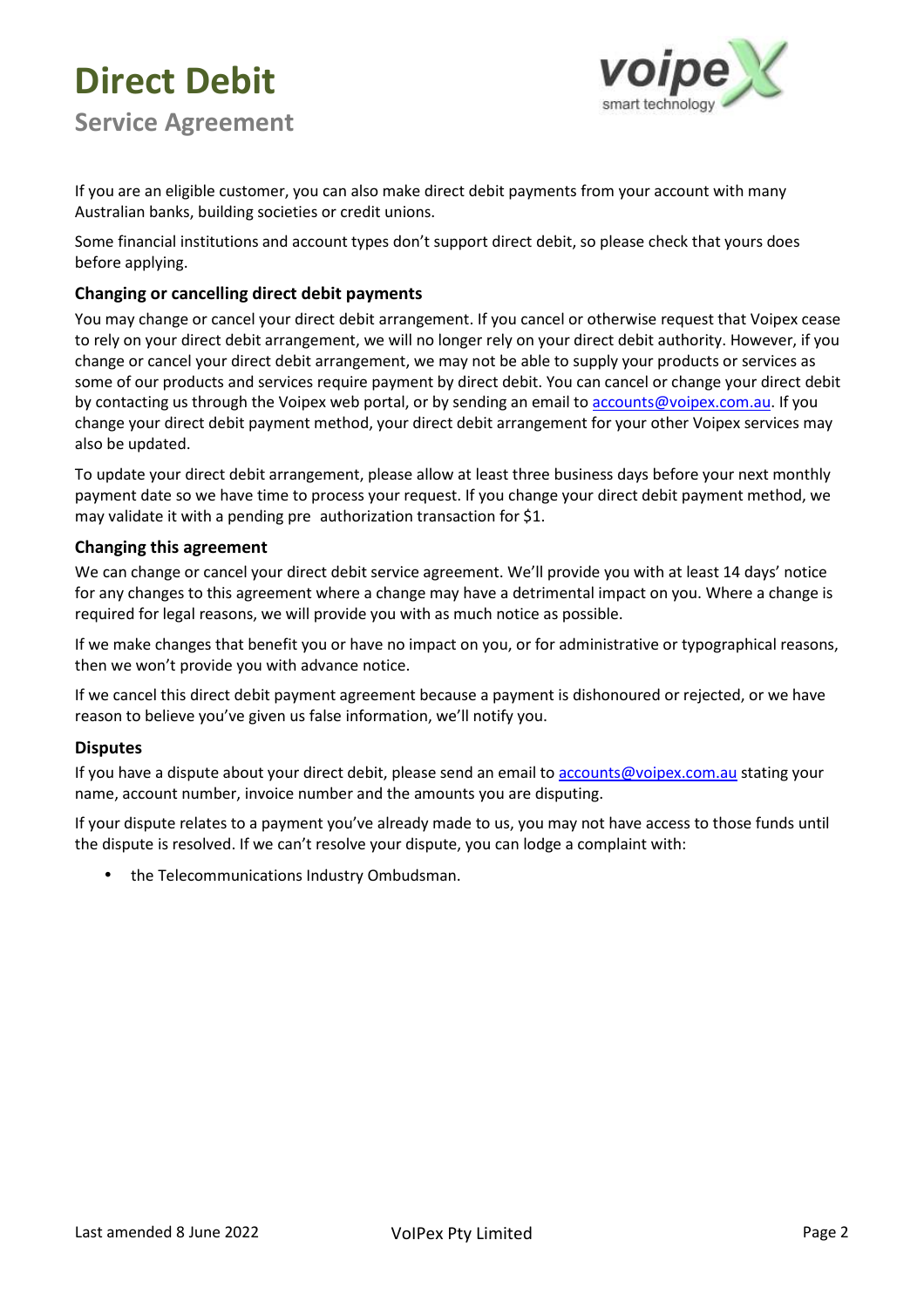# Direct Debit

## Service Agreement

If you are an eligible customer, you can also make direct debit payments from your account with many Australian banks, building societies or credit unions.

Some financial institutions and account types don't support direct debit, so please check that yours does before applying.

### Changing or cancelling direct debit payments

You may change or cancel your direct debit arrangement. If you cancel or otherwise request that Voipex cease to rely on your direct debit arrangement, we will no longer rely on your direct debit authority. However, if you change or cancel your direct debit arrangement, we may not be able to supply your products or services as some of our products and services require payment by direct debit. You can cancel or change your direct debit by contacting us through the Voipex web portal, or by sending an email to accounts@voipex.com.au. If you change your direct debit payment method, your direct debit arrangement for your other Voipex services may also be updated.

To update your direct debit arrangement, please allow at least three business days before your next monthly payment date so we have time to process your request. If you change your direct debit payment method, we may validate it with a pending pre authorization transaction for $1.

### Changing this agreement

We can change or cancel your direct debit service agreement. We'll provide you with at least 14 days' notice for any changes to this agreement where a change may have a detrimental impact on you. Where a change is required for legal reasons, we will provide you with as much notice as possible.

If we make changes that benefit you or have no impact on you, or for administrative or typographical reasons, then we won't provide you with advance notice.

If we cancel this direct debit payment agreement because a payment is dishonoured or rejected, or we have reason to believe you've given us false information, we'll notify you.

### Disputes

If you have a dispute about your direct debit, please send an email to accounts@voipex.com.au stating your name, account number, invoice number and the amounts you are disputing.

If your dispute relates to a payment you've already made to us, you may not have access to those funds until the dispute is resolved. If we can't resolve your dispute, you can lodge a complaint with:

- the Telecommunications Industry Ombudsman.

Last amended 8 June 2022

VoIPex Pty Limited